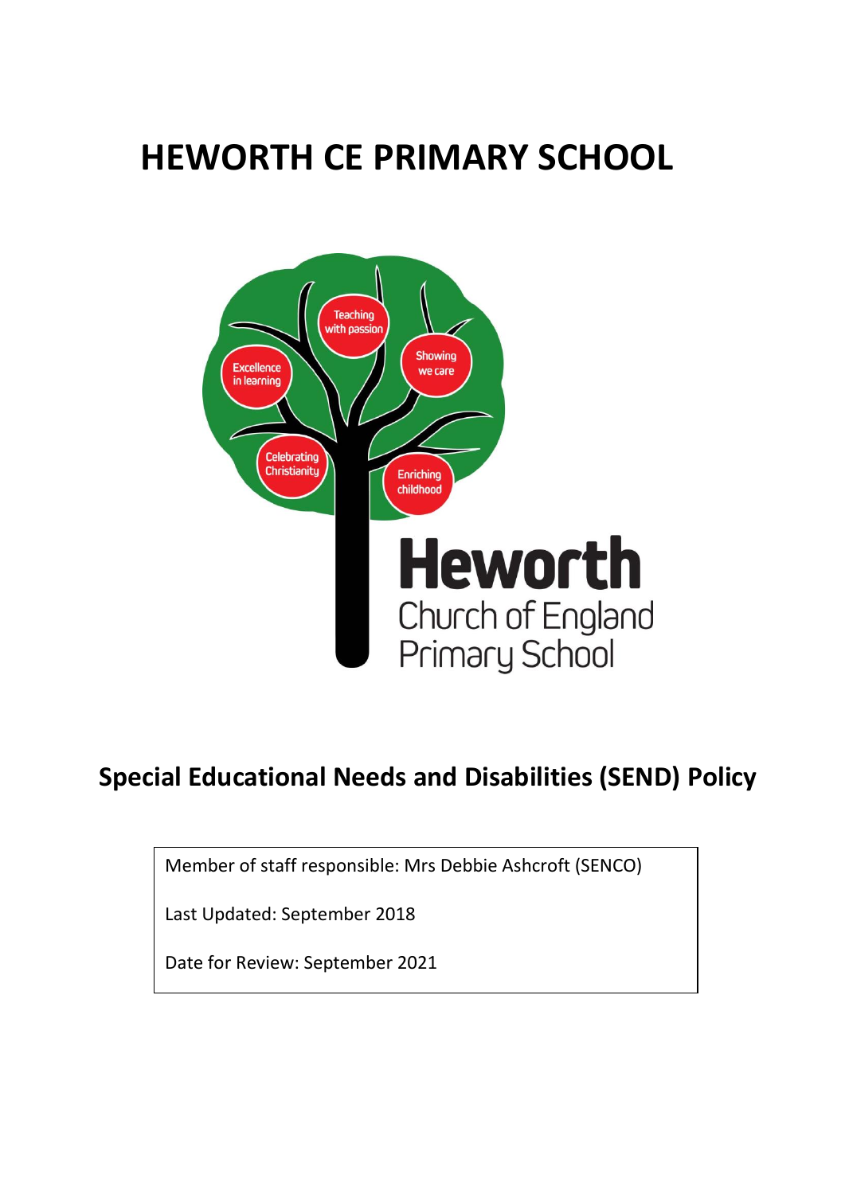# HEWORTH CE PRIMARY SCHOOL

Teaching with passion

Excellence in learning

Showing we care

Celebrating Christianity

Enriching childhood

Heworth Church of England Primary School

## Special Educational Needs and Disabilities (SEND) Policy

Member of staff responsible: Mrs Debbie Ashcroft (SENCO)

Last Updated: September 2018

Date for Review: September 2021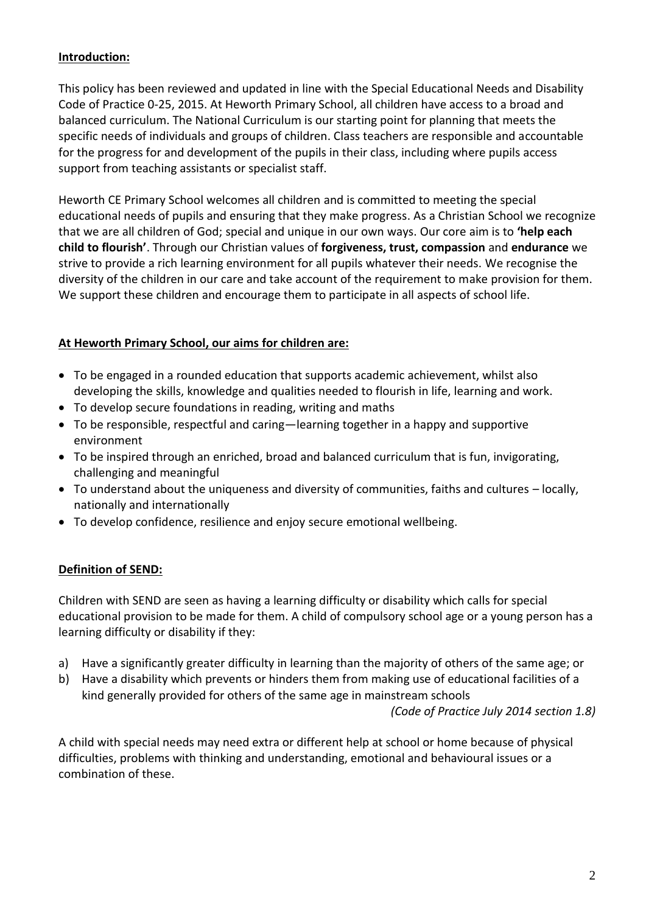**Introduction:**

This policy has been reviewed and updated in line with the Special Educational Needs and Disability Code of Practice 0-25, 2015. At Heworth Primary School, all children have access to a broad and balanced curriculum. The National Curriculum is our starting point for planning that meets the specific needs of individuals and groups of children. Class teachers are responsible and accountable for the progress for and development of the pupils in their class, including where pupils access support from teaching assistants or specialist staff.

Heworth CE Primary School welcomes all children and is committed to meeting the special educational needs of pupils and ensuring that they make progress. As a Christian School we recognize that we are all children of God; special and unique in our own ways. Our core aim is to **'help each child to flourish'**. Through our Christian values of **forgiveness, trust, compassion** and **endurance** we strive to provide a rich learning environment for all pupils whatever their needs. We recognise the diversity of the children in our care and take account of the requirement to make provision for them. We support these children and encourage them to participate in all aspects of school life.

**At Heworth Primary School, our aims for children are:**

- To be engaged in a rounded education that supports academic achievement, whilst also developing the skills, knowledge and qualities needed to flourish in life, learning and work.
- To develop secure foundations in reading, writing and maths
- To be responsible, respectful and caring—learning together in a happy and supportive environment
- To be inspired through an enriched, broad and balanced curriculum that is fun, invigorating, challenging and meaningful
- To understand about the uniqueness and diversity of communities, faiths and cultures – locally, nationally and internationally
- To develop confidence, resilience and enjoy secure emotional wellbeing.

**Definition of SEND:**

Children with SEND are seen as having a learning difficulty or disability which calls for special educational provision to be made for them. A child of compulsory school age or a young person has a learning difficulty or disability if they:

a) Have a significantly greater difficulty in learning than the majority of others of the same age; or
b) Have a disability which prevents or hinders them from making use of educational facilities of a kind generally provided for others of the same age in mainstream schools

*(Code of Practice July 2014 section 1.8)*

A child with special needs may need extra or different help at school or home because of physical difficulties, problems with thinking and understanding, emotional and behavioural issues or a combination of these.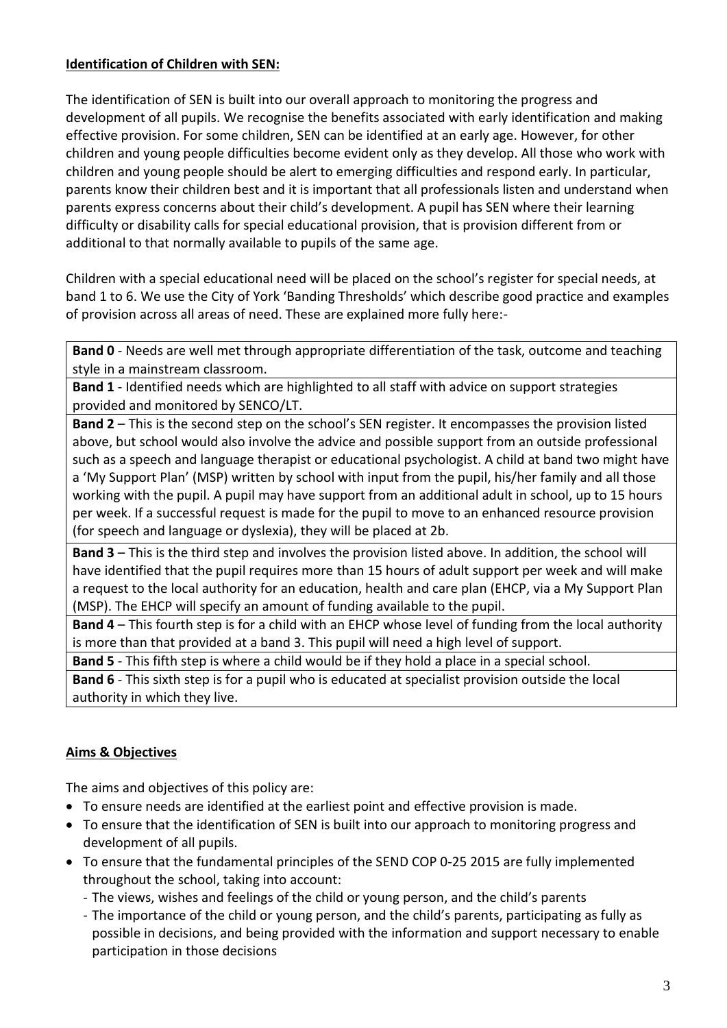## **Identification of Children with SEN:**

The identification of SEN is built into our overall approach to monitoring the progress and development of all pupils. We recognise the benefits associated with early identification and making effective provision. For some children, SEN can be identified at an early age. However, for other children and young people difficulties become evident only as they develop. All those who work with children and young people should be alert to emerging difficulties and respond early. In particular, parents know their children best and it is important that all professionals listen and understand when parents express concerns about their child's development. A pupil has SEN where their learning difficulty or disability calls for special educational provision, that is provision different from or additional to that normally available to pupils of the same age.

Children with a special educational need will be placed on the school's register for special needs, at band 1 to 6. We use the City of York 'Banding Thresholds' which describe good practice and examples of provision across all areas of need. These are explained more fully here:-

| |
|---|
| **Band 0** - Needs are well met through appropriate differentiation of the task, outcome and teaching style in a mainstream classroom. |
| **Band 1** - Identified needs which are highlighted to all staff with advice on support strategies provided and monitored by SENCO/LT. |
| **Band 2** – This is the second step on the school's SEN register. It encompasses the provision listed above, but school would also involve the advice and possible support from an outside professional such as a speech and language therapist or educational psychologist. A child at band two might have a 'My Support Plan' (MSP) written by school with input from the pupil, his/her family and all those working with the pupil. A pupil may have support from an additional adult in school, up to 15 hours per week. If a successful request is made for the pupil to move to an enhanced resource provision (for speech and language or dyslexia), they will be placed at 2b. |
| **Band 3** – This is the third step and involves the provision listed above. In addition, the school will have identified that the pupil requires more than 15 hours of adult support per week and will make a request to the local authority for an education, health and care plan (EHCP, via a My Support Plan (MSP). The EHCP will specify an amount of funding available to the pupil. |
| **Band 4** – This fourth step is for a child with an EHCP whose level of funding from the local authority is more than that provided at a band 3. This pupil will need a high level of support. |
| **Band 5** - This fifth step is where a child would be if they hold a place in a special school. |
| **Band 6** - This sixth step is for a pupil who is educated at specialist provision outside the local authority in which they live. |

## **Aims & Objectives**

The aims and objectives of this policy are:

- To ensure needs are identified at the earliest point and effective provision is made.
- To ensure that the identification of SEN is built into our approach to monitoring progress and development of all pupils.
- To ensure that the fundamental principles of the SEND COP 0-25 2015 are fully implemented throughout the school, taking into account:
  - The views, wishes and feelings of the child or young person, and the child's parents
  - The importance of the child or young person, and the child's parents, participating as fully as possible in decisions, and being provided with the information and support necessary to enable participation in those decisions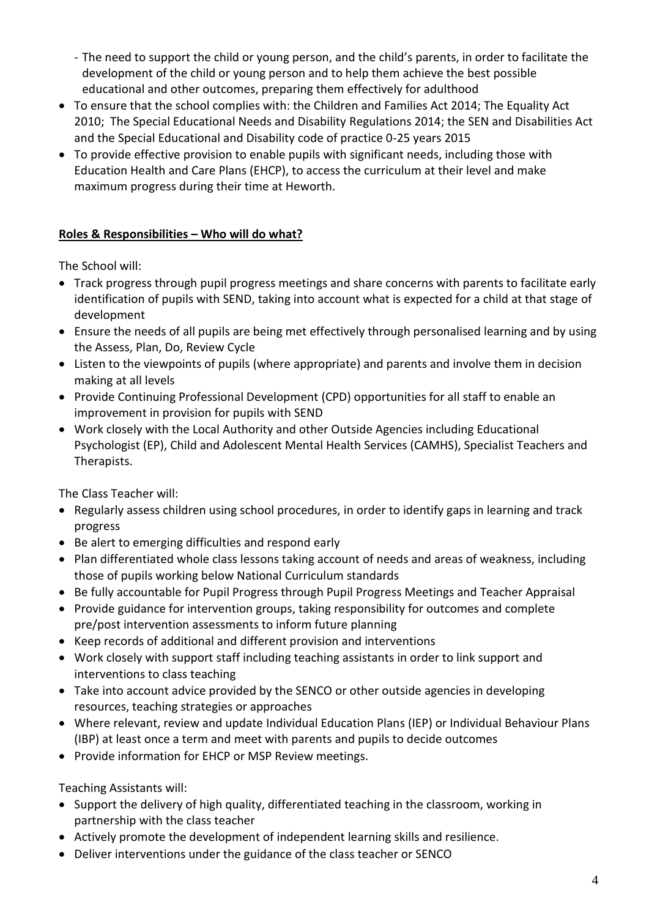- The need to support the child or young person, and the child's parents, in order to facilitate the development of the child or young person and to help them achieve the best possible educational and other outcomes, preparing them effectively for adulthood
- To ensure that the school complies with: the Children and Families Act 2014; The Equality Act 2010; The Special Educational Needs and Disability Regulations 2014; the SEN and Disabilities Act and the Special Educational and Disability code of practice 0-25 years 2015
- To provide effective provision to enable pupils with significant needs, including those with Education Health and Care Plans (EHCP), to access the curriculum at their level and make maximum progress during their time at Heworth.

**Roles & Responsibilities – Who will do what?**

The School will:

- Track progress through pupil progress meetings and share concerns with parents to facilitate early identification of pupils with SEND, taking into account what is expected for a child at that stage of development
- Ensure the needs of all pupils are being met effectively through personalised learning and by using the Assess, Plan, Do, Review Cycle
- Listen to the viewpoints of pupils (where appropriate) and parents and involve them in decision making at all levels
- Provide Continuing Professional Development (CPD) opportunities for all staff to enable an improvement in provision for pupils with SEND
- Work closely with the Local Authority and other Outside Agencies including Educational Psychologist (EP), Child and Adolescent Mental Health Services (CAMHS), Specialist Teachers and Therapists.

The Class Teacher will:

- Regularly assess children using school procedures, in order to identify gaps in learning and track progress
- Be alert to emerging difficulties and respond early
- Plan differentiated whole class lessons taking account of needs and areas of weakness, including those of pupils working below National Curriculum standards
- Be fully accountable for Pupil Progress through Pupil Progress Meetings and Teacher Appraisal
- Provide guidance for intervention groups, taking responsibility for outcomes and complete pre/post intervention assessments to inform future planning
- Keep records of additional and different provision and interventions
- Work closely with support staff including teaching assistants in order to link support and interventions to class teaching
- Take into account advice provided by the SENCO or other outside agencies in developing resources, teaching strategies or approaches
- Where relevant, review and update Individual Education Plans (IEP) or Individual Behaviour Plans (IBP) at least once a term and meet with parents and pupils to decide outcomes
- Provide information for EHCP or MSP Review meetings.

Teaching Assistants will:

- Support the delivery of high quality, differentiated teaching in the classroom, working in partnership with the class teacher
- Actively promote the development of independent learning skills and resilience.
- Deliver interventions under the guidance of the class teacher or SENCO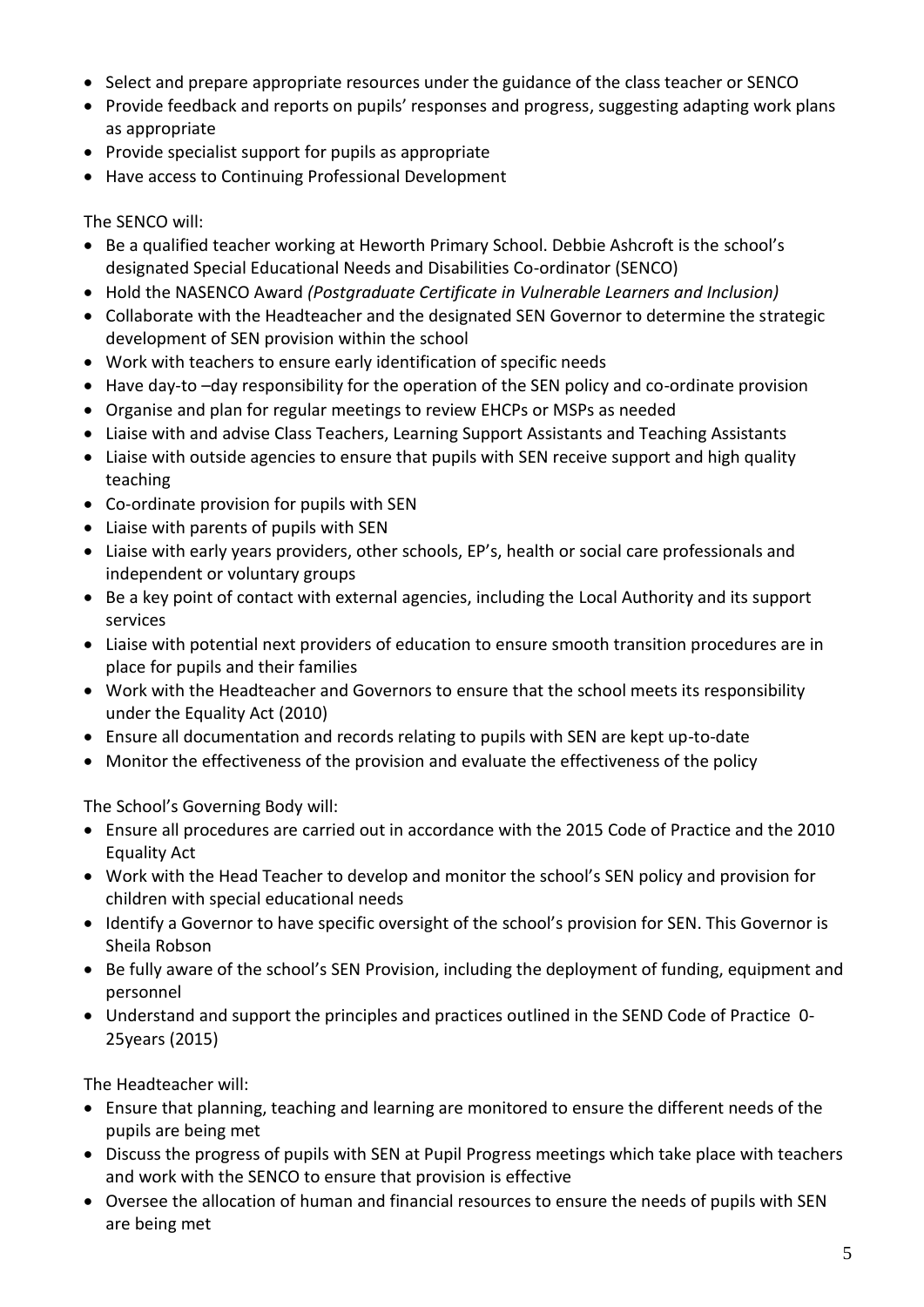- Select and prepare appropriate resources under the guidance of the class teacher or SENCO
- Provide feedback and reports on pupils' responses and progress, suggesting adapting work plans as appropriate
- Provide specialist support for pupils as appropriate
- Have access to Continuing Professional Development

The SENCO will:

- Be a qualified teacher working at Heworth Primary School. Debbie Ashcroft is the school's designated Special Educational Needs and Disabilities Co-ordinator (SENCO)
- Hold the NASENCO Award *(Postgraduate Certificate in Vulnerable Learners and Inclusion)*
- Collaborate with the Headteacher and the designated SEN Governor to determine the strategic development of SEN provision within the school
- Work with teachers to ensure early identification of specific needs
- Have day-to –day responsibility for the operation of the SEN policy and co-ordinate provision
- Organise and plan for regular meetings to review EHCPs or MSPs as needed
- Liaise with and advise Class Teachers, Learning Support Assistants and Teaching Assistants
- Liaise with outside agencies to ensure that pupils with SEN receive support and high quality teaching
- Co-ordinate provision for pupils with SEN
- Liaise with parents of pupils with SEN
- Liaise with early years providers, other schools, EP's, health or social care professionals and independent or voluntary groups
- Be a key point of contact with external agencies, including the Local Authority and its support services
- Liaise with potential next providers of education to ensure smooth transition procedures are in place for pupils and their families
- Work with the Headteacher and Governors to ensure that the school meets its responsibility under the Equality Act (2010)
- Ensure all documentation and records relating to pupils with SEN are kept up-to-date
- Monitor the effectiveness of the provision and evaluate the effectiveness of the policy

The School's Governing Body will:

- Ensure all procedures are carried out in accordance with the 2015 Code of Practice and the 2010 Equality Act
- Work with the Head Teacher to develop and monitor the school's SEN policy and provision for children with special educational needs
- Identify a Governor to have specific oversight of the school's provision for SEN. This Governor is Sheila Robson
- Be fully aware of the school's SEN Provision, including the deployment of funding, equipment and personnel
- Understand and support the principles and practices outlined in the SEND Code of Practice 0-25years (2015)

The Headteacher will:

- Ensure that planning, teaching and learning are monitored to ensure the different needs of the pupils are being met
- Discuss the progress of pupils with SEN at Pupil Progress meetings which take place with teachers and work with the SENCO to ensure that provision is effective
- Oversee the allocation of human and financial resources to ensure the needs of pupils with SEN are being met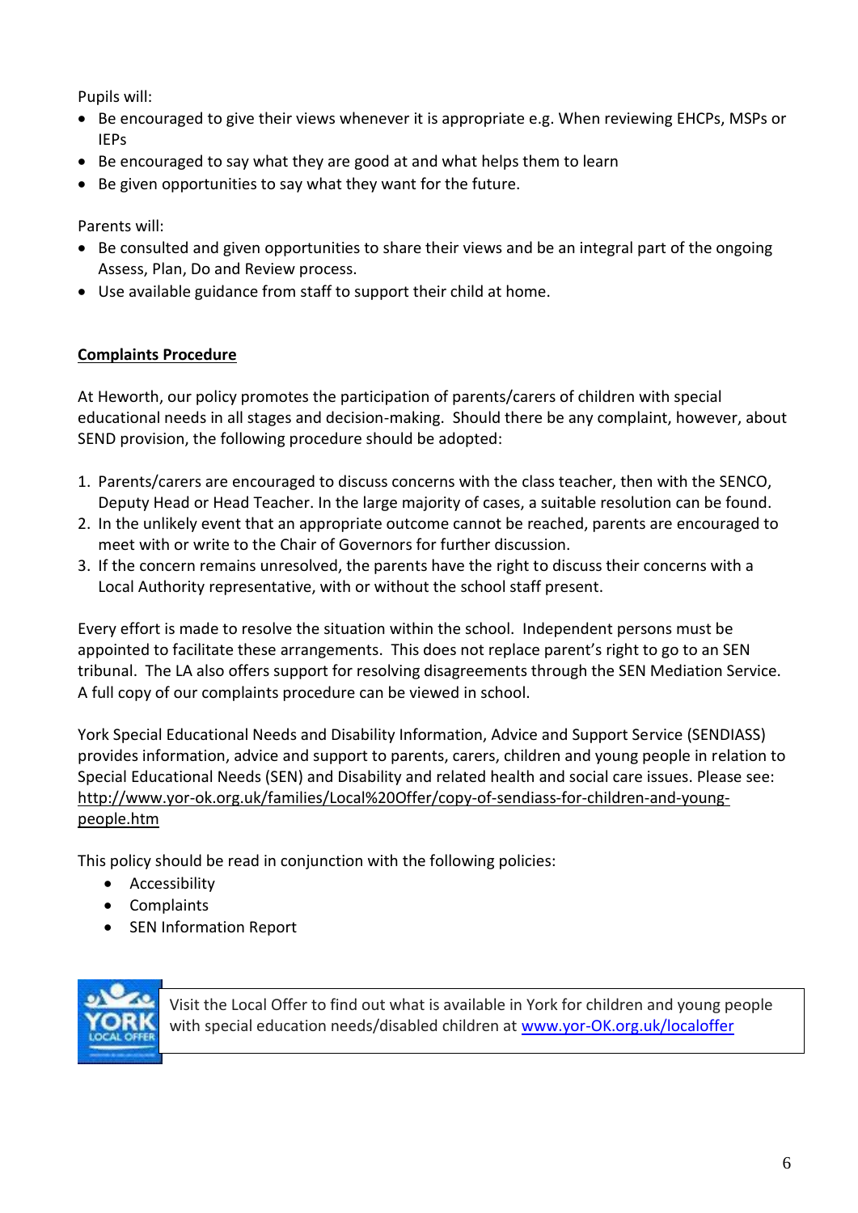Pupils will:

- Be encouraged to give their views whenever it is appropriate e.g. When reviewing EHCPs, MSPs or IEPs
- Be encouraged to say what they are good at and what helps them to learn
- Be given opportunities to say what they want for the future.

Parents will:

- Be consulted and given opportunities to share their views and be an integral part of the ongoing Assess, Plan, Do and Review process.
- Use available guidance from staff to support their child at home.

## Complaints Procedure

At Heworth, our policy promotes the participation of parents/carers of children with special educational needs in all stages and decision-making. Should there be any complaint, however, about SEND provision, the following procedure should be adopted:

1. Parents/carers are encouraged to discuss concerns with the class teacher, then with the SENCO, Deputy Head or Head Teacher. In the large majority of cases, a suitable resolution can be found.
2. In the unlikely event that an appropriate outcome cannot be reached, parents are encouraged to meet with or write to the Chair of Governors for further discussion.
3. If the concern remains unresolved, the parents have the right to discuss their concerns with a Local Authority representative, with or without the school staff present.

Every effort is made to resolve the situation within the school. Independent persons must be appointed to facilitate these arrangements. This does not replace parent's right to go to an SEN tribunal. The LA also offers support for resolving disagreements through the SEN Mediation Service. A full copy of our complaints procedure can be viewed in school.

York Special Educational Needs and Disability Information, Advice and Support Service (SENDIASS) provides information, advice and support to parents, carers, children and young people in relation to Special Educational Needs (SEN) and Disability and related health and social care issues. Please see: http://www.yor-ok.org.uk/families/Local%20Offer/copy-of-sendiass-for-children-and-young-people.htm

This policy should be read in conjunction with the following policies:

- Accessibility
- Complaints
- SEN Information Report

Visit the Local Offer to find out what is available in York for children and young people with special education needs/disabled children at www.yor-OK.org.uk/localoffer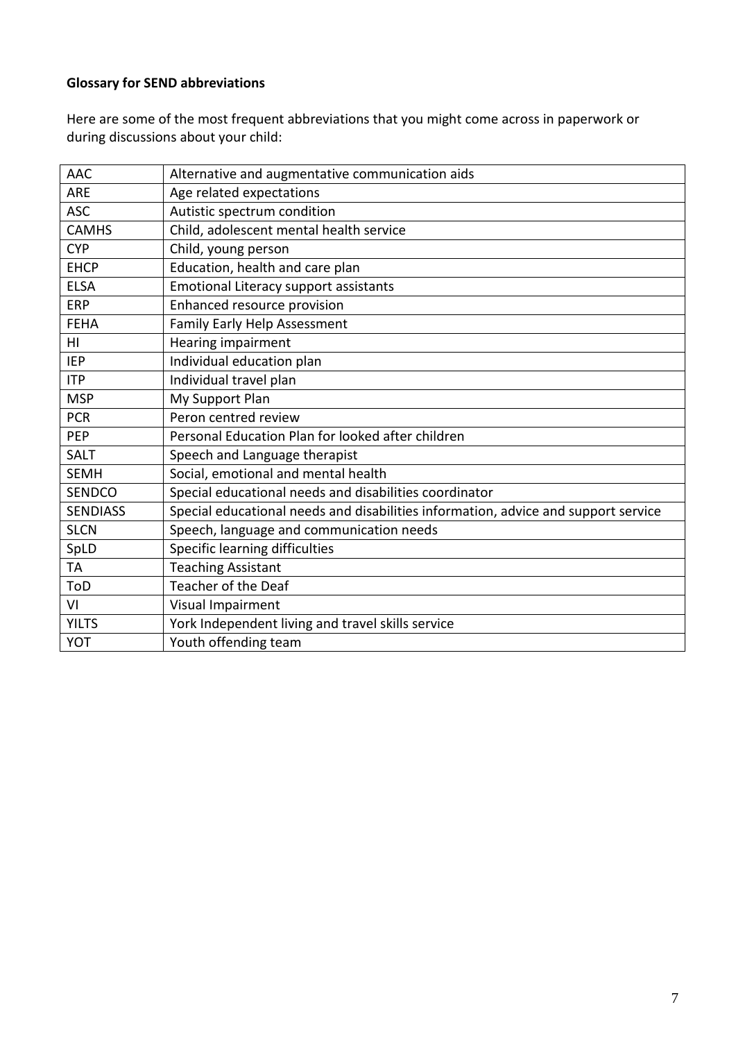**Glossary for SEND abbreviations**

Here are some of the most frequent abbreviations that you might come across in paperwork or during discussions about your child:

| | |
|---|---|
| AAC | Alternative and augmentative communication aids |
| ARE | Age related expectations |
| ASC | Autistic spectrum condition |
| CAMHS | Child, adolescent mental health service |
| CYP | Child, young person |
| EHCP | Education, health and care plan |
| ELSA | Emotional Literacy support assistants |
| ERP | Enhanced resource provision |
| FEHA | Family Early Help Assessment |
| HI | Hearing impairment |
| IEP | Individual education plan |
| ITP | Individual travel plan |
| MSP | My Support Plan |
| PCR | Peron centred review |
| PEP | Personal Education Plan for looked after children |
| SALT | Speech and Language therapist |
| SEMH | Social, emotional and mental health |
| SENDCO | Special educational needs and disabilities coordinator |
| SENDIASS | Special educational needs and disabilities information, advice and support service |
| SLCN | Speech, language and communication needs |
| SpLD | Specific learning difficulties |
| TA | Teaching Assistant |
| ToD | Teacher of the Deaf |
| VI | Visual Impairment |
| YILTS | York Independent living and travel skills service |
| YOT | Youth offending team |